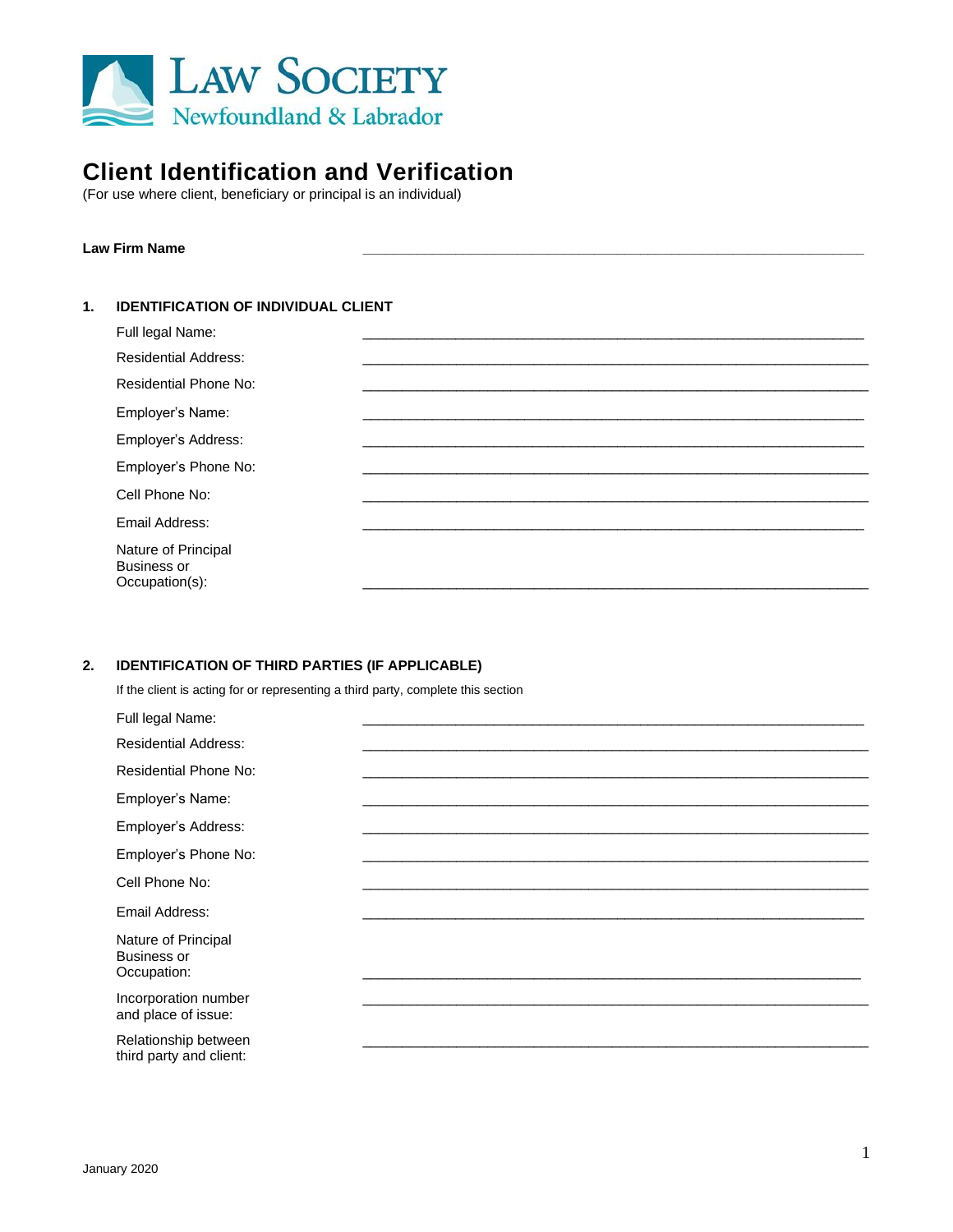Law Society Newfoundland & Labrador

# Client Identification and Verification

(For use where client, beneficiary or principal is an individual)

**Law Firm Name** ____________________________________________

## 1. IDENTIFICATION OF INDIVIDUAL CLIENT

Full legal Name: ____________________________________________

Residential Address: ____________________________________________

Residential Phone No: ____________________________________________

Employer's Name: ____________________________________________

Employer's Address: ____________________________________________

Employer's Phone No: ____________________________________________

Cell Phone No: ____________________________________________

Email Address: ____________________________________________

Nature of Principal Business or Occupation(s): ____________________________________________

## 2. IDENTIFICATION OF THIRD PARTIES (IF APPLICABLE)

If the client is acting for or representing a third party, complete this section

Full legal Name: ____________________________________________

Residential Address: ____________________________________________

Residential Phone No: ____________________________________________

Employer's Name: ____________________________________________

Employer's Address: ____________________________________________

Employer's Phone No: ____________________________________________

Cell Phone No: ____________________________________________

Email Address: ____________________________________________

Nature of Principal Business or Occupation: ____________________________________________

Incorporation number and place of issue: ____________________________________________

Relationship between third party and client: ____________________________________________

January 2020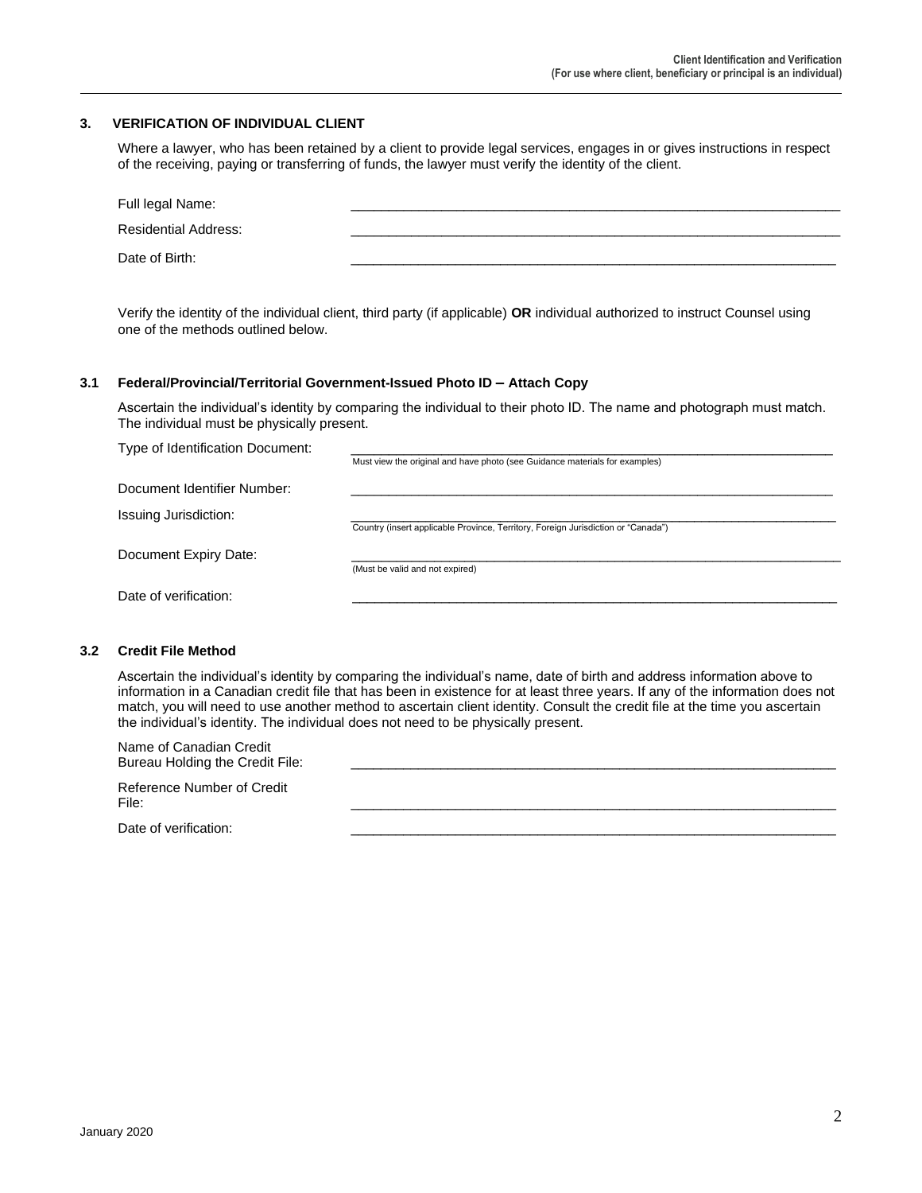## 3. VERIFICATION OF INDIVIDUAL CLIENT

Where a lawyer, who has been retained by a client to provide legal services, engages in or gives instructions in respect of the receiving, paying or transferring of funds, the lawyer must verify the identity of the client.

Full legal Name: ____________________________________________

Residential Address: ____________________________________________

Date of Birth: ____________________________________________

Verify the identity of the individual client, third party (if applicable) **OR** individual authorized to instruct Counsel using one of the methods outlined below.

### 3.1 Federal/Provincial/Territorial Government-Issued Photo ID – Attach Copy

Ascertain the individual's identity by comparing the individual to their photo ID. The name and photograph must match. The individual must be physically present.

Type of Identification Document: ____________________________________________
Must view the original and have photo (see Guidance materials for examples)

Document Identifier Number: ____________________________________________

Issuing Jurisdiction: ____________________________________________
Country (insert applicable Province, Territory, Foreign Jurisdiction or "Canada")

Document Expiry Date: ____________________________________________
(Must be valid and not expired)

Date of verification: ____________________________________________

### 3.2 Credit File Method

Ascertain the individual's identity by comparing the individual's name, date of birth and address information above to information in a Canadian credit file that has been in existence for at least three years. If any of the information does not match, you will need to use another method to ascertain client identity. Consult the credit file at the time you ascertain the individual's identity. The individual does not need to be physically present.

Name of Canadian Credit Bureau Holding the Credit File: ____________________________________________

Reference Number of Credit File: ____________________________________________

Date of verification: ____________________________________________

January 2020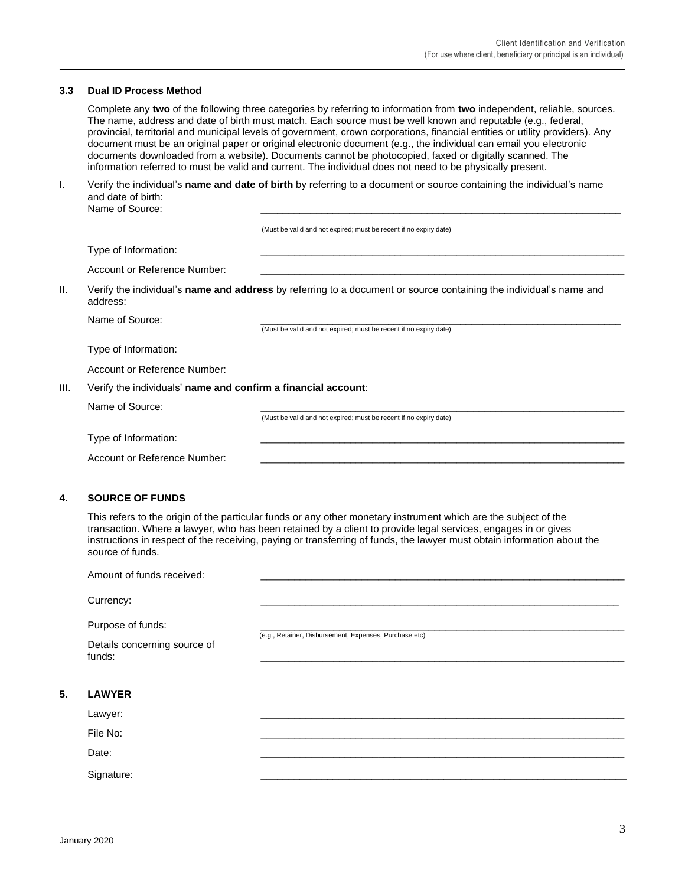### 3.3 Dual ID Process Method

Complete any **two** of the following three categories by referring to information from **two** independent, reliable, sources. The name, address and date of birth must match. Each source must be well known and reputable (e.g., federal, provincial, territorial and municipal levels of government, crown corporations, financial entities or utility providers). Any document must be an original paper or original electronic document (e.g., the individual can email you electronic documents downloaded from a website). Documents cannot be photocopied, faxed or digitally scanned. The information referred to must be valid and current. The individual does not need to be physically present.

I. Verify the individual's **name and date of birth** by referring to a document or source containing the individual's name and date of birth:

Name of Source: ____________________
(Must be valid and not expired; must be recent if no expiry date)

Type of Information: ____________________

Account or Reference Number: ____________________

II. Verify the individual's **name and address** by referring to a document or source containing the individual's name and address:

Name of Source: ____________________
(Must be valid and not expired; must be recent if no expiry date)

Type of Information:

Account or Reference Number:

III. Verify the individuals' **name and confirm a financial account**:

Name of Source: ____________________
(Must be valid and not expired; must be recent if no expiry date)

Type of Information: ____________________

Account or Reference Number: ____________________

## 4. SOURCE OF FUNDS

This refers to the origin of the particular funds or any other monetary instrument which are the subject of the transaction. Where a lawyer, who has been retained by a client to provide legal services, engages in or gives instructions in respect of the receiving, paying or transferring of funds, the lawyer must obtain information about the source of funds.

Amount of funds received: ____________________

Currency: ____________________

Purpose of funds: ____________________
(e.g., Retainer, Disbursement, Expenses, Purchase etc)

Details concerning source of funds: ____________________

## 5. LAWYER

Lawyer: ____________________

File No: ____________________

Date: ____________________

Signature: ____________________

January 2020